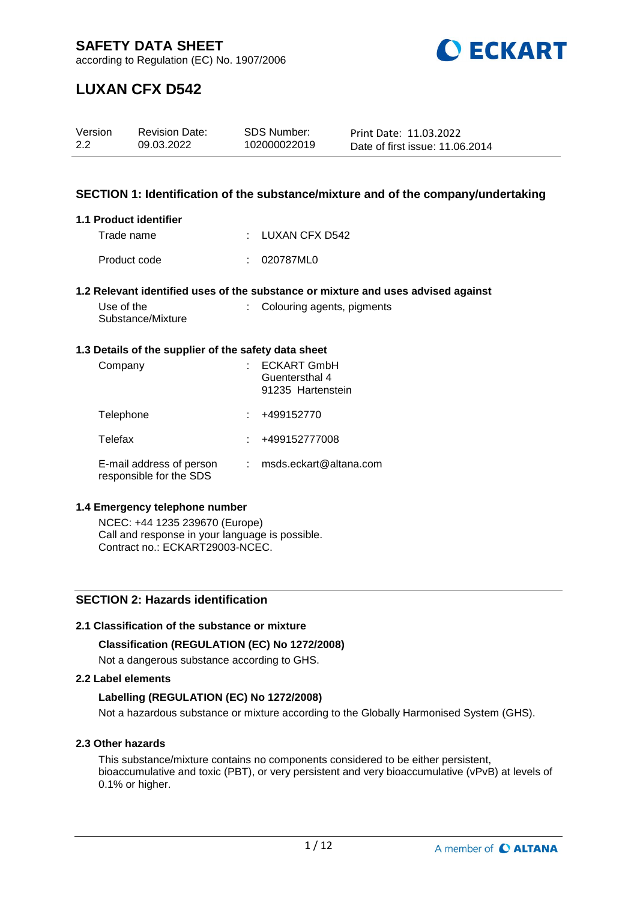# SAFETY DATA SHEET

according to Regulation (EC) No. 1907/2006

# LUXAN CFX D542

| Version | Revision Date: | SDS Number: | Print Date: 11.03.2022 |
|---|---|---|---|
| 2.2 | 09.03.2022 | 102000022019 | Date of first issue: 11.06.2014 |

## SECTION 1: Identification of the substance/mixture and of the company/undertaking

### 1.1 Product identifier

Trade name : LUXAN CFX D542

Product code : 020787ML0

### 1.2 Relevant identified uses of the substance or mixture and uses advised against

Use of the Substance/Mixture : Colouring agents, pigments

### 1.3 Details of the supplier of the safety data sheet

Company : ECKART GmbH
Guentersthal 4
91235 Hartenstein

Telephone : +499152770

Telefax : +499152777008

E-mail address of person responsible for the SDS : msds.eckart@altana.com

### 1.4 Emergency telephone number

NCEC: +44 1235 239670 (Europe)
Call and response in your language is possible.
Contract no.: ECKART29003-NCEC.

## SECTION 2: Hazards identification

### 2.1 Classification of the substance or mixture

**Classification (REGULATION (EC) No 1272/2008)**

Not a dangerous substance according to GHS.

### 2.2 Label elements

**Labelling (REGULATION (EC) No 1272/2008)**

Not a hazardous substance or mixture according to the Globally Harmonised System (GHS).

### 2.3 Other hazards

This substance/mixture contains no components considered to be either persistent, bioaccumulative and toxic (PBT), or very persistent and very bioaccumulative (vPvB) at levels of 0.1% or higher.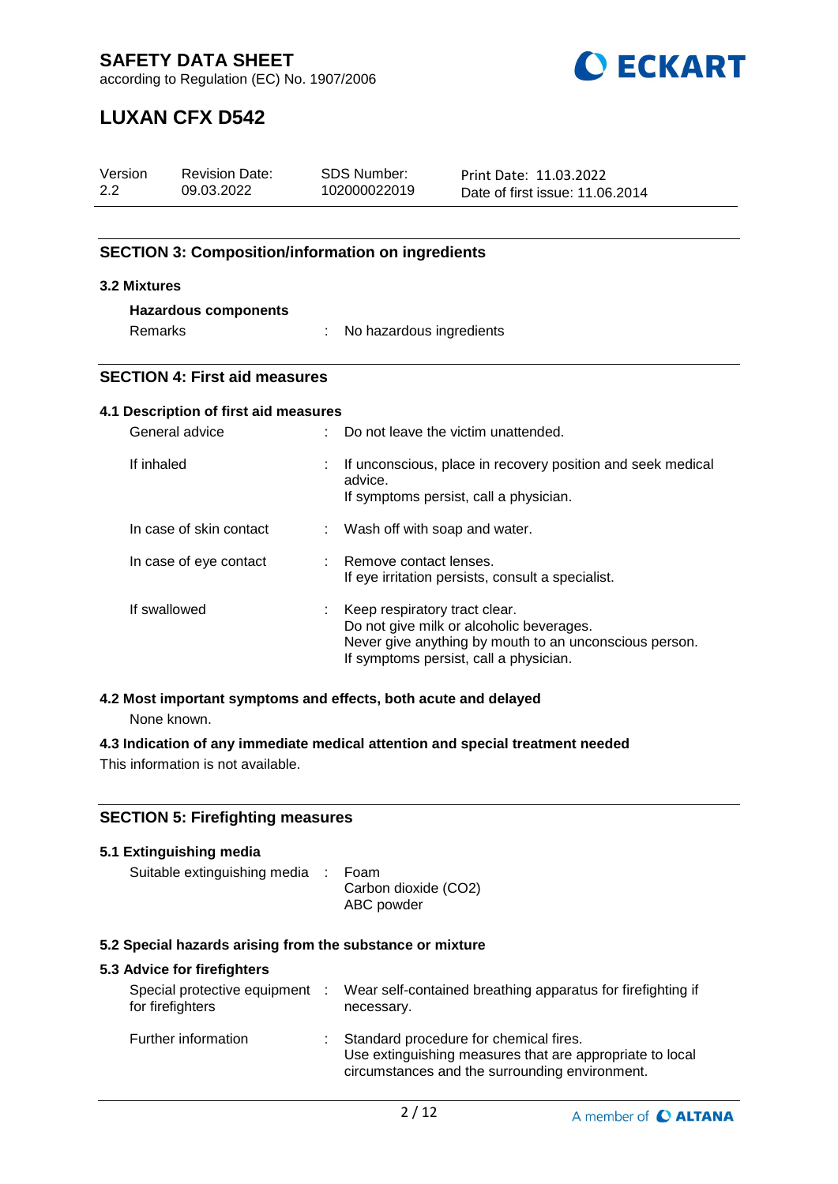## SECTION 3: Composition/information on ingredients

### 3.2 Mixtures

**Hazardous components**

| | |
|---|---|
| Remarks | : No hazardous ingredients |

## SECTION 4: First aid measures

### 4.1 Description of first aid measures

| | |
|---|---|
| General advice | : Do not leave the victim unattended. |
| If inhaled | : If unconscious, place in recovery position and seek medical advice.<br>If symptoms persist, call a physician. |
| In case of skin contact | : Wash off with soap and water. |
| In case of eye contact | : Remove contact lenses.<br>If eye irritation persists, consult a specialist. |
| If swallowed | : Keep respiratory tract clear.<br>Do not give milk or alcoholic beverages.<br>Never give anything by mouth to an unconscious person.<br>If symptoms persist, call a physician. |

### 4.2 Most important symptoms and effects, both acute and delayed

None known.

### 4.3 Indication of any immediate medical attention and special treatment needed

This information is not available.

## SECTION 5: Firefighting measures

### 5.1 Extinguishing media

| | |
|---|---|
| Suitable extinguishing media | : Foam<br>Carbon dioxide ($CO_2$)<br>ABC powder |

### 5.2 Special hazards arising from the substance or mixture

### 5.3 Advice for firefighters

| | |
|---|---|
| Special protective equipment for firefighters | : Wear self-contained breathing apparatus for firefighting if necessary. |
| Further information | : Standard procedure for chemical fires.<br>Use extinguishing measures that are appropriate to local circumstances and the surrounding environment. |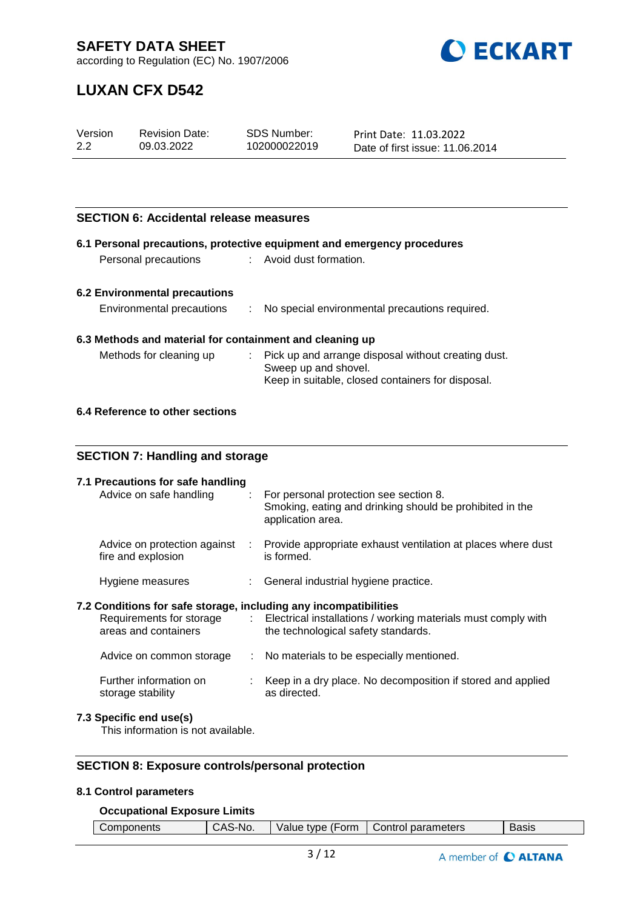## SECTION 6: Accidental release measures

### 6.1 Personal precautions, protective equipment and emergency procedures

Personal precautions : Avoid dust formation.

### 6.2 Environmental precautions

Environmental precautions : No special environmental precautions required.

### 6.3 Methods and material for containment and cleaning up

Methods for cleaning up : Pick up and arrange disposal without creating dust.
Sweep up and shovel.
Keep in suitable, closed containers for disposal.

### 6.4 Reference to other sections

## SECTION 7: Handling and storage

### 7.1 Precautions for safe handling

Advice on safe handling : For personal protection see section 8.
Smoking, eating and drinking should be prohibited in the application area.

Advice on protection against fire and explosion : Provide appropriate exhaust ventilation at places where dust is formed.

Hygiene measures : General industrial hygiene practice.

### 7.2 Conditions for safe storage, including any incompatibilities

Requirements for storage areas and containers : Electrical installations / working materials must comply with the technological safety standards.

Advice on common storage : No materials to be especially mentioned.

Further information on storage stability : Keep in a dry place. No decomposition if stored and applied as directed.

### 7.3 Specific end use(s)

This information is not available.

## SECTION 8: Exposure controls/personal protection

### 8.1 Control parameters

**Occupational Exposure Limits**

| Components | CAS-No. | Value type (Form | Control parameters | Basis |
|---|---|---|---|---|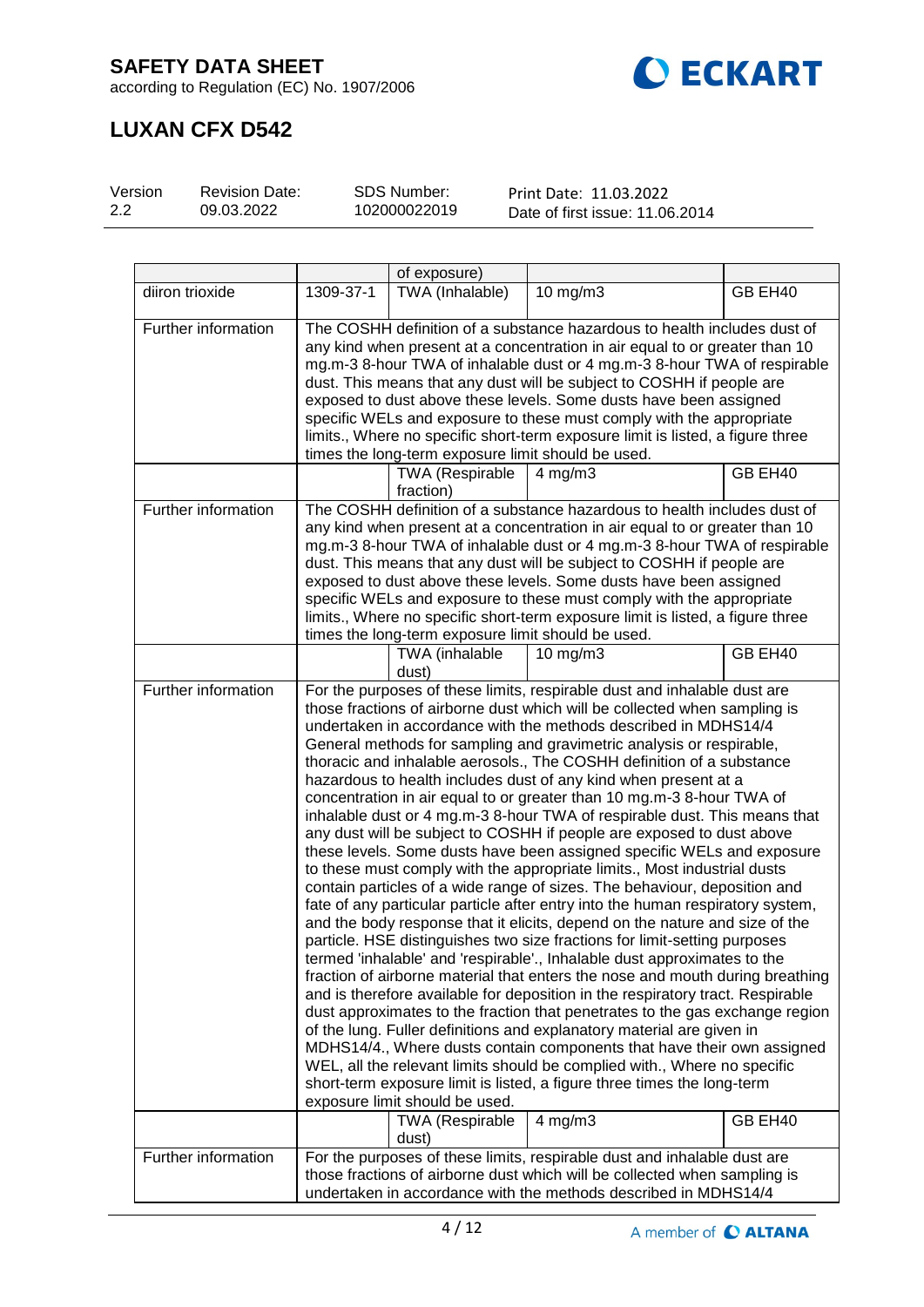# SAFETY DATA SHEET

according to Regulation (EC) No. 1907/2006

# LUXAN CFX D542

| Version | Revision Date: | SDS Number: | Print Date: 11.03.2022 |
|---|---|---|---|
| 2.2 | 09.03.2022 | 102000022019 | Date of first issue: 11.06.2014 |

| | | of exposure) | | |
|---|---|---|---|---|
| diiron trioxide | 1309-37-1 | TWA (Inhalable) | 10 mg/m3 | GB EH40 |
| Further information | The COSHH definition of a substance hazardous to health includes dust of any kind when present at a concentration in air equal to or greater than 10 mg.m-3 8-hour TWA of inhalable dust or 4 mg.m-3 8-hour TWA of respirable dust. This means that any dust will be subject to COSHH if people are exposed to dust above these levels. Some dusts have been assigned specific WELs and exposure to these must comply with the appropriate limits., Where no specific short-term exposure limit is listed, a figure three times the long-term exposure limit should be used. | | | |
| | | TWA (Respirable fraction) | 4 mg/m3 | GB EH40 |
| Further information | The COSHH definition of a substance hazardous to health includes dust of any kind when present at a concentration in air equal to or greater than 10 mg.m-3 8-hour TWA of inhalable dust or 4 mg.m-3 8-hour TWA of respirable dust. This means that any dust will be subject to COSHH if people are exposed to dust above these levels. Some dusts have been assigned specific WELs and exposure to these must comply with the appropriate limits., Where no specific short-term exposure limit is listed, a figure three times the long-term exposure limit should be used. | | | |
| | | TWA (inhalable dust) | 10 mg/m3 | GB EH40 |
| Further information | For the purposes of these limits, respirable dust and inhalable dust are those fractions of airborne dust which will be collected when sampling is undertaken in accordance with the methods described in MDHS14/4 General methods for sampling and gravimetric analysis or respirable, thoracic and inhalable aerosols., The COSHH definition of a substance hazardous to health includes dust of any kind when present at a concentration in air equal to or greater than 10 mg.m-3 8-hour TWA of inhalable dust or 4 mg.m-3 8-hour TWA of respirable dust. This means that any dust will be subject to COSHH if people are exposed to dust above these levels. Some dusts have been assigned specific WELs and exposure to these must comply with the appropriate limits., Most industrial dusts contain particles of a wide range of sizes. The behaviour, deposition and fate of any particular particle after entry into the human respiratory system, and the body response that it elicits, depend on the nature and size of the particle. HSE distinguishes two size fractions for limit-setting purposes termed 'inhalable' and 'respirable'., Inhalable dust approximates to the fraction of airborne material that enters the nose and mouth during breathing and is therefore available for deposition in the respiratory tract. Respirable dust approximates to the fraction that penetrates to the gas exchange region of the lung. Fuller definitions and explanatory material are given in MDHS14/4., Where dusts contain components that have their own assigned WEL, all the relevant limits should be complied with., Where no specific short-term exposure limit is listed, a figure three times the long-term exposure limit should be used. | | | |
| | | TWA (Respirable dust) | 4 mg/m3 | GB EH40 |
| Further information | For the purposes of these limits, respirable dust and inhalable dust are those fractions of airborne dust which will be collected when sampling is undertaken in accordance with the methods described in MDHS14/4 | | | |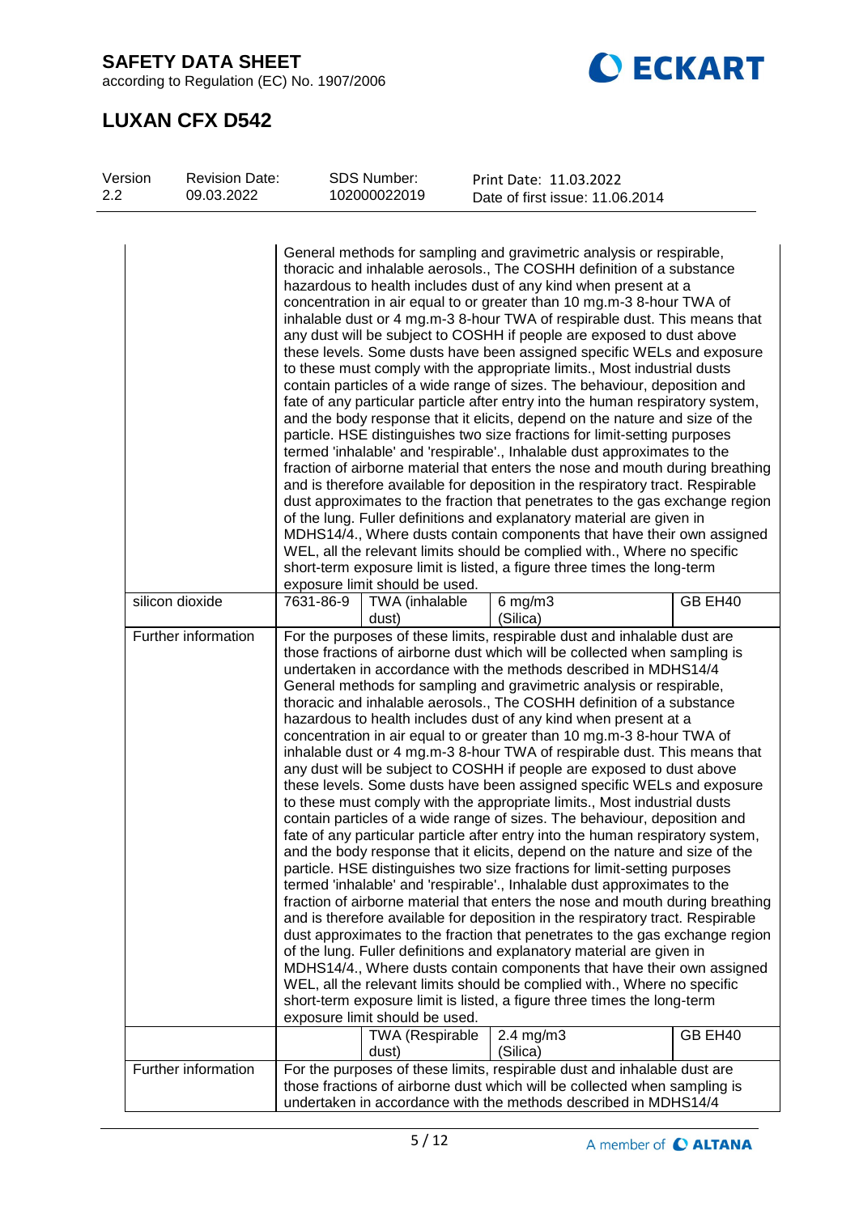| Version 2.2 | Revision Date: 09.03.2022 | SDS Number: 102000022019 | Print Date: 11.03.2022 Date of first issue: 11.06.2014 |
|---|---|---|---|

| | | | | |
|---|---|---|---|---|
| | General methods for sampling and gravimetric analysis or respirable, thoracic and inhalable aerosols., The COSHH definition of a substance hazardous to health includes dust of any kind when present at a concentration in air equal to or greater than 10 mg.m-3 8-hour TWA of inhalable dust or 4 mg.m-3 8-hour TWA of respirable dust. This means that any dust will be subject to COSHH if people are exposed to dust above these levels. Some dusts have been assigned specific WELs and exposure to these must comply with the appropriate limits., Most industrial dusts contain particles of a wide range of sizes. The behaviour, deposition and fate of any particular particle after entry into the human respiratory system, and the body response that it elicits, depend on the nature and size of the particle. HSE distinguishes two size fractions for limit-setting purposes termed 'inhalable' and 'respirable'., Inhalable dust approximates to the fraction of airborne material that enters the nose and mouth during breathing and is therefore available for deposition in the respiratory tract. Respirable dust approximates to the fraction that penetrates to the gas exchange region of the lung. Fuller definitions and explanatory material are given in MDHS14/4., Where dusts contain components that have their own assigned WEL, all the relevant limits should be complied with., Where no specific short-term exposure limit is listed, a figure three times the long-term exposure limit should be used. | | | |
| silicon dioxide | 7631-86-9 | TWA (inhalable dust) | 6 mg/m3 (Silica) | GB EH40 |
| Further information | For the purposes of these limits, respirable dust and inhalable dust are those fractions of airborne dust which will be collected when sampling is undertaken in accordance with the methods described in MDHS14/4 General methods for sampling and gravimetric analysis or respirable, thoracic and inhalable aerosols., The COSHH definition of a substance hazardous to health includes dust of any kind when present at a concentration in air equal to or greater than 10 mg.m-3 8-hour TWA of inhalable dust or 4 mg.m-3 8-hour TWA of respirable dust. This means that any dust will be subject to COSHH if people are exposed to dust above these levels. Some dusts have been assigned specific WELs and exposure to these must comply with the appropriate limits., Most industrial dusts contain particles of a wide range of sizes. The behaviour, deposition and fate of any particular particle after entry into the human respiratory system, and the body response that it elicits, depend on the nature and size of the particle. HSE distinguishes two size fractions for limit-setting purposes termed 'inhalable' and 'respirable'., Inhalable dust approximates to the fraction of airborne material that enters the nose and mouth during breathing and is therefore available for deposition in the respiratory tract. Respirable dust approximates to the fraction that penetrates to the gas exchange region of the lung. Fuller definitions and explanatory material are given in MDHS14/4., Where dusts contain components that have their own assigned WEL, all the relevant limits should be complied with., Where no specific short-term exposure limit is listed, a figure three times the long-term exposure limit should be used. | | | |
| | | TWA (Respirable dust) | 2.4 mg/m3 (Silica) | GB EH40 |
| Further information | For the purposes of these limits, respirable dust and inhalable dust are those fractions of airborne dust which will be collected when sampling is undertaken in accordance with the methods described in MDHS14/4 | | | |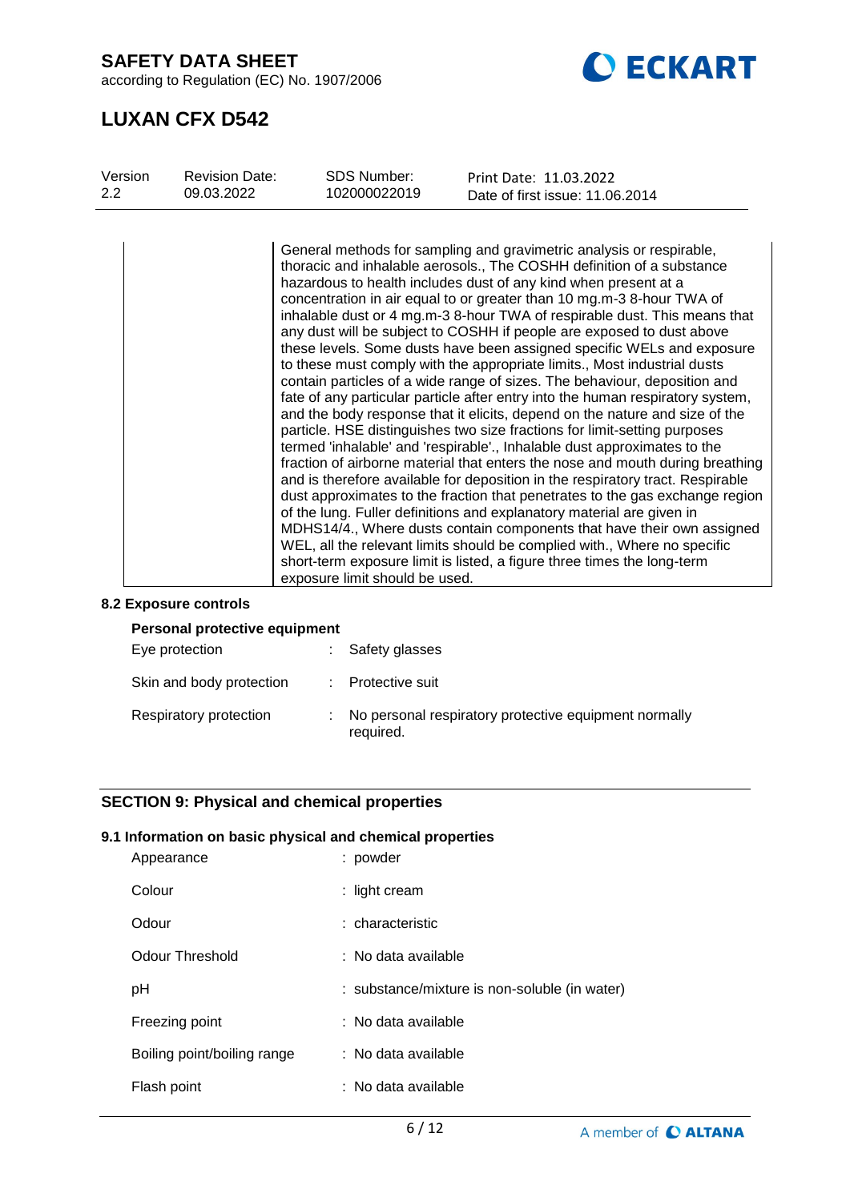| | |
|---|---|
| | General methods for sampling and gravimetric analysis or respirable, thoracic and inhalable aerosols., The COSHH definition of a substance hazardous to health includes dust of any kind when present at a concentration in air equal to or greater than 10 mg.m-3 8-hour TWA of inhalable dust or 4 mg.m-3 8-hour TWA of respirable dust. This means that any dust will be subject to COSHH if people are exposed to dust above these levels. Some dusts have been assigned specific WELs and exposure to these must comply with the appropriate limits., Most industrial dusts contain particles of a wide range of sizes. The behaviour, deposition and fate of any particular particle after entry into the human respiratory system, and the body response that it elicits, depend on the nature and size of the particle. HSE distinguishes two size fractions for limit-setting purposes termed 'inhalable' and 'respirable'., Inhalable dust approximates to the fraction of airborne material that enters the nose and mouth during breathing and is therefore available for deposition in the respiratory tract. Respirable dust approximates to the fraction that penetrates to the gas exchange region of the lung. Fuller definitions and explanatory material are given in MDHS14/4., Where dusts contain components that have their own assigned WEL, all the relevant limits should be complied with., Where no specific short-term exposure limit is listed, a figure three times the long-term exposure limit should be used. |

### 8.2 Exposure controls

**Personal protective equipment**

| | |
|---|---|
| Eye protection | : Safety glasses |
| Skin and body protection | : Protective suit |
| Respiratory protection | : No personal respiratory protective equipment normally required. |

## SECTION 9: Physical and chemical properties

### 9.1 Information on basic physical and chemical properties

| | |
|---|---|
| Appearance | : powder |
| Colour | : light cream |
| Odour | : characteristic |
| Odour Threshold | : No data available |
| pH | : substance/mixture is non-soluble (in water) |
| Freezing point | : No data available |
| Boiling point/boiling range | : No data available |
| Flash point | : No data available |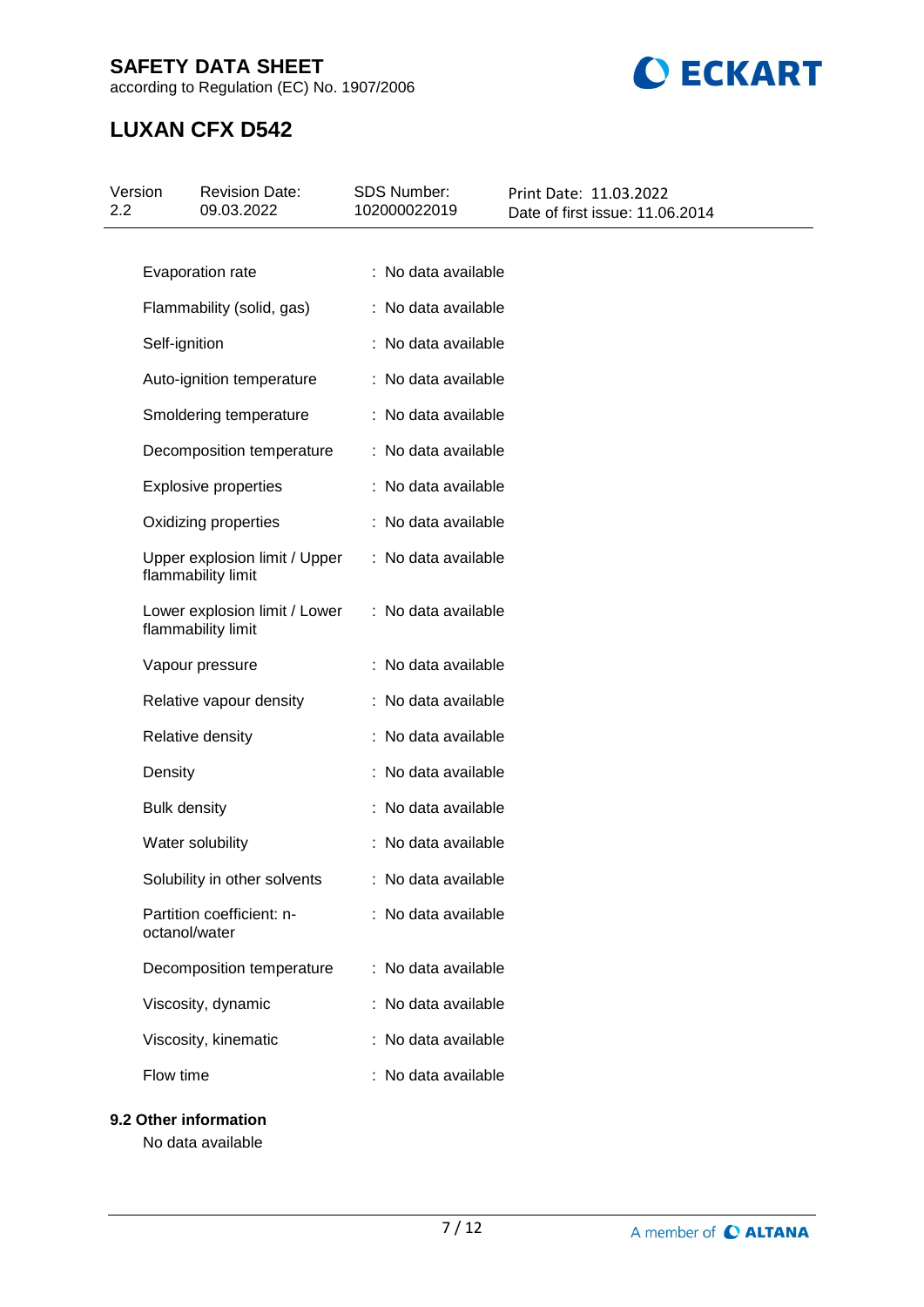| | |
|---|---|
| Evaporation rate | : No data available |
| Flammability (solid, gas) | : No data available |
| Self-ignition | : No data available |
| Auto-ignition temperature | : No data available |
| Smoldering temperature | : No data available |
| Decomposition temperature | : No data available |
| Explosive properties | : No data available |
| Oxidizing properties | : No data available |
| Upper explosion limit / Upper flammability limit | : No data available |
| Lower explosion limit / Lower flammability limit | : No data available |
| Vapour pressure | : No data available |
| Relative vapour density | : No data available |
| Relative density | : No data available |
| Density | : No data available |
| Bulk density | : No data available |
| Water solubility | : No data available |
| Solubility in other solvents | : No data available |
| Partition coefficient: n-octanol/water | : No data available |
| Decomposition temperature | : No data available |
| Viscosity, dynamic | : No data available |
| Viscosity, kinematic | : No data available |
| Flow time | : No data available |

**9.2 Other information**

No data available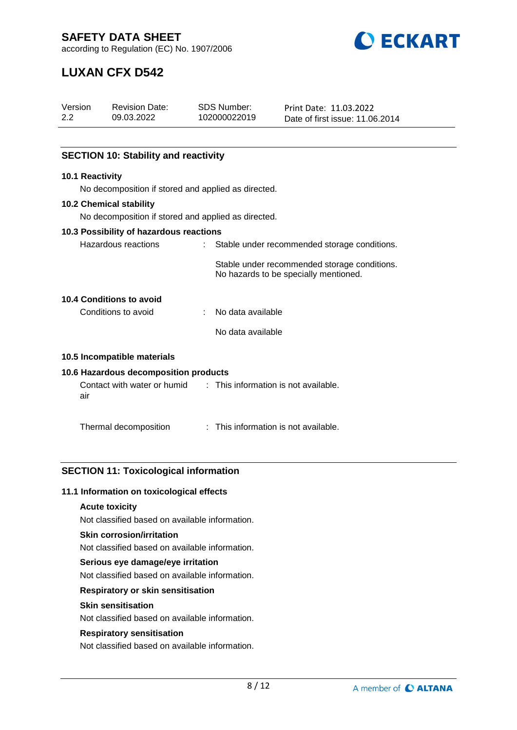## SECTION 10: Stability and reactivity

### 10.1 Reactivity

No decomposition if stored and applied as directed.

### 10.2 Chemical stability

No decomposition if stored and applied as directed.

### 10.3 Possibility of hazardous reactions

Hazardous reactions : Stable under recommended storage conditions.

Stable under recommended storage conditions.
No hazards to be specially mentioned.

### 10.4 Conditions to avoid

Conditions to avoid : No data available

No data available

### 10.5 Incompatible materials

### 10.6 Hazardous decomposition products

Contact with water or humid air : This information is not available.

Thermal decomposition : This information is not available.

## SECTION 11: Toxicological information

### 11.1 Information on toxicological effects

**Acute toxicity**

Not classified based on available information.

**Skin corrosion/irritation**

Not classified based on available information.

**Serious eye damage/eye irritation**

Not classified based on available information.

**Respiratory or skin sensitisation**

**Skin sensitisation**

Not classified based on available information.

**Respiratory sensitisation**

Not classified based on available information.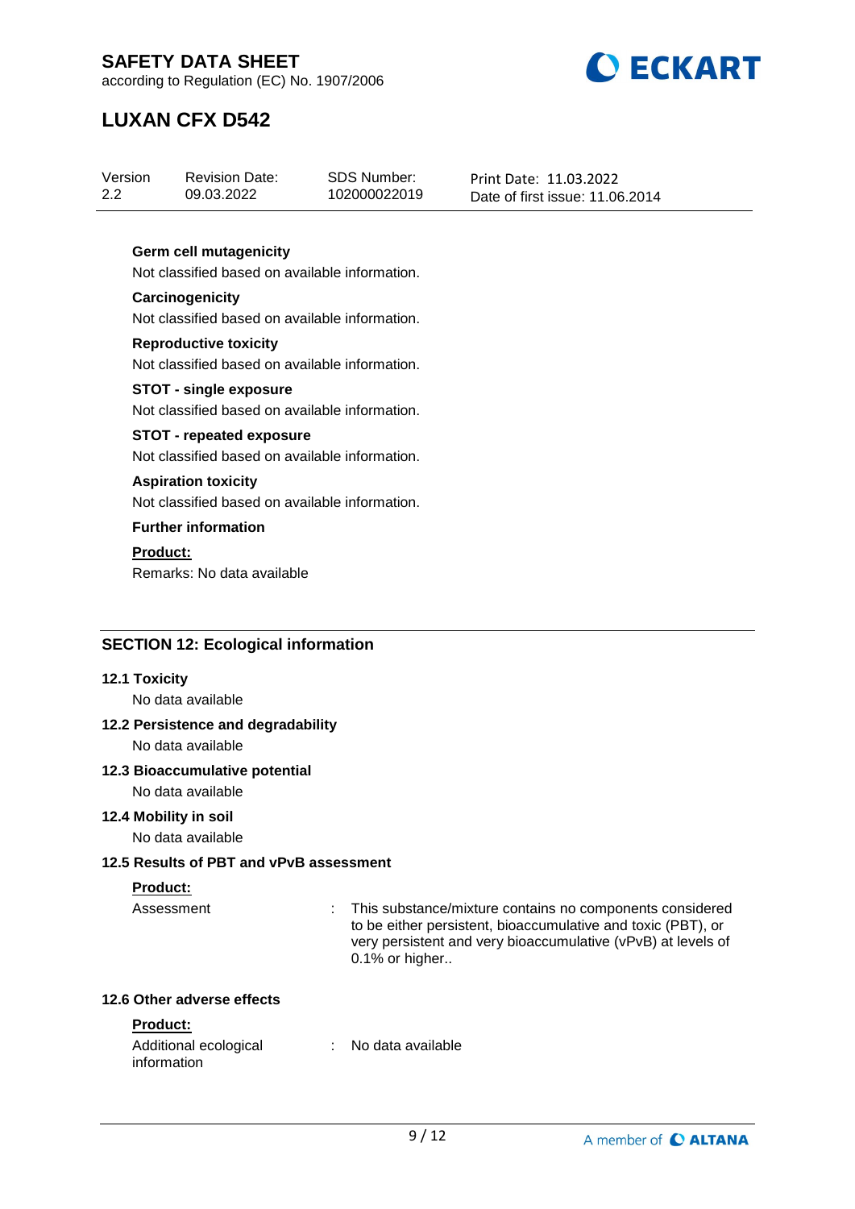**Germ cell mutagenicity**

Not classified based on available information.

**Carcinogenicity**

Not classified based on available information.

**Reproductive toxicity**

Not classified based on available information.

**STOT - single exposure**

Not classified based on available information.

**STOT - repeated exposure**

Not classified based on available information.

**Aspiration toxicity**

Not classified based on available information.

**Further information**

**Product:**

Remarks: No data available

## SECTION 12: Ecological information

### 12.1 Toxicity

No data available

### 12.2 Persistence and degradability

No data available

### 12.3 Bioaccumulative potential

No data available

### 12.4 Mobility in soil

No data available

### 12.5 Results of PBT and vPvB assessment

**Product:**

Assessment : This substance/mixture contains no components considered to be either persistent, bioaccumulative and toxic (PBT), or very persistent and very bioaccumulative (vPvB) at levels of 0.1% or higher..

### 12.6 Other adverse effects

**Product:**

Additional ecological information : No data available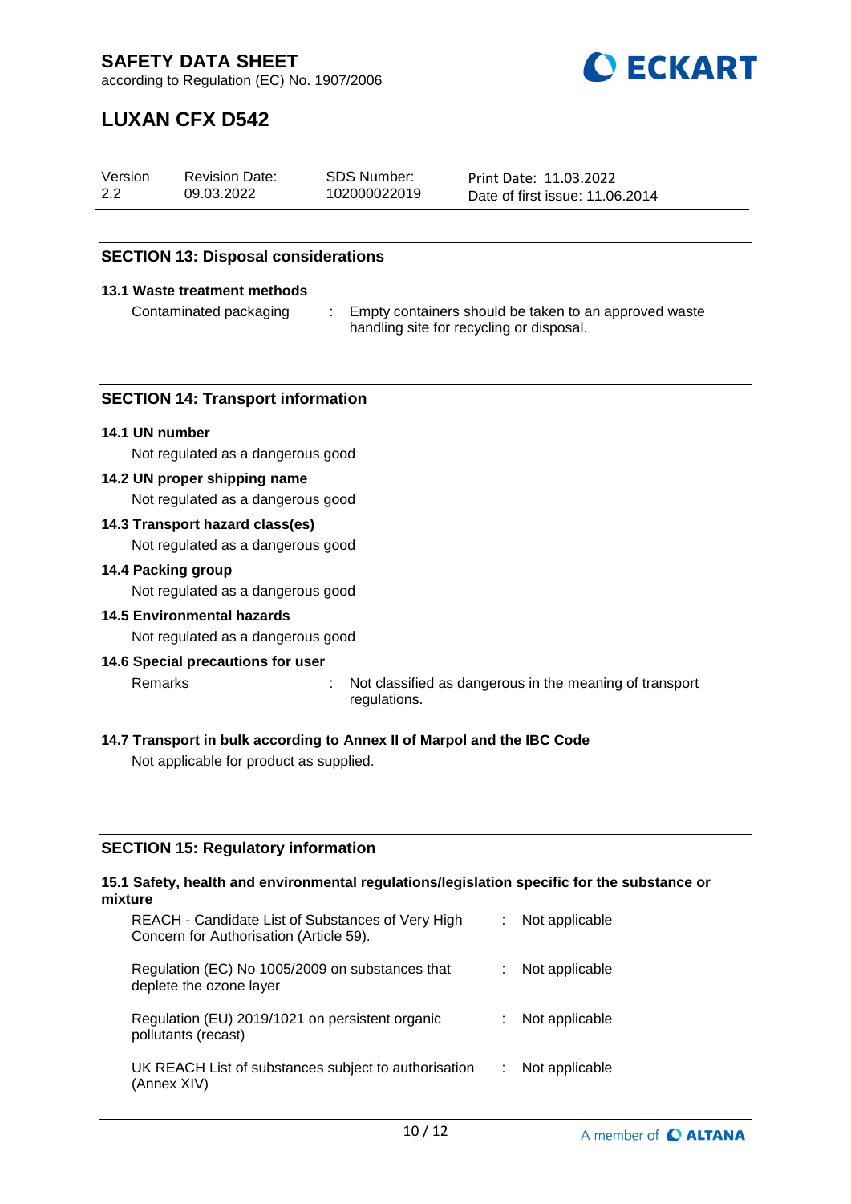## SECTION 13: Disposal considerations

### 13.1 Waste treatment methods

Contaminated packaging : Empty containers should be taken to an approved waste handling site for recycling or disposal.

## SECTION 14: Transport information

### 14.1 UN number

Not regulated as a dangerous good

### 14.2 UN proper shipping name

Not regulated as a dangerous good

### 14.3 Transport hazard class(es)

Not regulated as a dangerous good

### 14.4 Packing group

Not regulated as a dangerous good

### 14.5 Environmental hazards

Not regulated as a dangerous good

### 14.6 Special precautions for user

Remarks : Not classified as dangerous in the meaning of transport regulations.

### 14.7 Transport in bulk according to Annex II of Marpol and the IBC Code

Not applicable for product as supplied.

## SECTION 15: Regulatory information

### 15.1 Safety, health and environmental regulations/legislation specific for the substance or mixture

REACH - Candidate List of Substances of Very High Concern for Authorisation (Article 59). : Not applicable

Regulation (EC) No 1005/2009 on substances that deplete the ozone layer : Not applicable

Regulation (EU) 2019/1021 on persistent organic pollutants (recast) : Not applicable

UK REACH List of substances subject to authorisation (Annex XIV) : Not applicable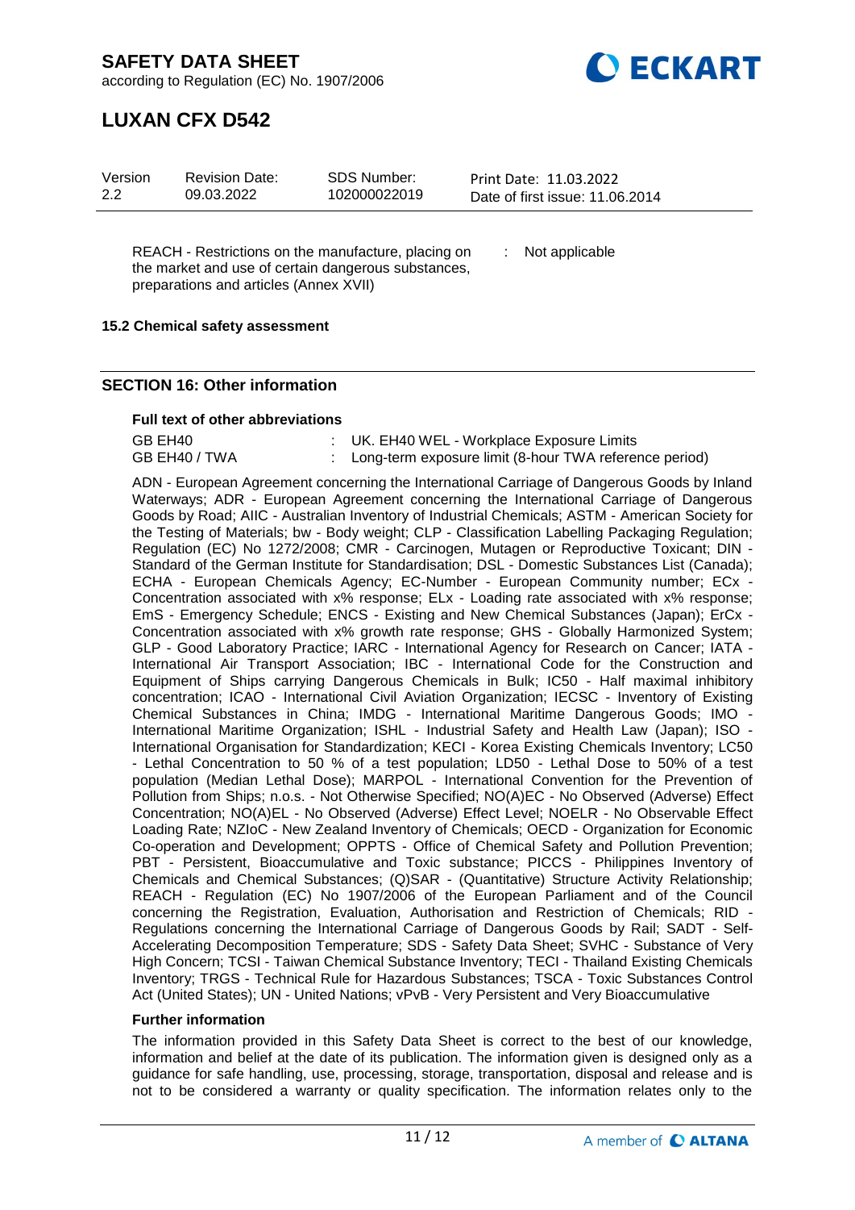| | | |
|---|---|---|
| REACH - Restrictions on the manufacture, placing on the market and use of certain dangerous substances, preparations and articles (Annex XVII) | : | Not applicable |

**15.2 Chemical safety assessment**

## SECTION 16: Other information

**Full text of other abbreviations**

| | | |
|---|---|---|
| GB EH40 | : | UK. EH40 WEL - Workplace Exposure Limits |
| GB EH40 / TWA | : | Long-term exposure limit (8-hour TWA reference period) |

ADN - European Agreement concerning the International Carriage of Dangerous Goods by Inland Waterways; ADR - European Agreement concerning the International Carriage of Dangerous Goods by Road; AIIC - Australian Inventory of Industrial Chemicals; ASTM - American Society for the Testing of Materials; bw - Body weight; CLP - Classification Labelling Packaging Regulation; Regulation (EC) No 1272/2008; CMR - Carcinogen, Mutagen or Reproductive Toxicant; DIN - Standard of the German Institute for Standardisation; DSL - Domestic Substances List (Canada); ECHA - European Chemicals Agency; EC-Number - European Community number; ECx - Concentration associated with x% response; ELx - Loading rate associated with x% response; EmS - Emergency Schedule; ENCS - Existing and New Chemical Substances (Japan); ErCx - Concentration associated with x% growth rate response; GHS - Globally Harmonized System; GLP - Good Laboratory Practice; IARC - International Agency for Research on Cancer; IATA - International Air Transport Association; IBC - International Code for the Construction and Equipment of Ships carrying Dangerous Chemicals in Bulk; IC50 - Half maximal inhibitory concentration; ICAO - International Civil Aviation Organization; IECSC - Inventory of Existing Chemical Substances in China; IMDG - International Maritime Dangerous Goods; IMO - International Maritime Organization; ISHL - Industrial Safety and Health Law (Japan); ISO - International Organisation for Standardization; KECI - Korea Existing Chemicals Inventory; LC50 - Lethal Concentration to 50 % of a test population; LD50 - Lethal Dose to 50% of a test population (Median Lethal Dose); MARPOL - International Convention for the Prevention of Pollution from Ships; n.o.s. - Not Otherwise Specified; NO(A)EC - No Observed (Adverse) Effect Concentration; NO(A)EL - No Observed (Adverse) Effect Level; NOELR - No Observable Effect Loading Rate; NZIoC - New Zealand Inventory of Chemicals; OECD - Organization for Economic Co-operation and Development; OPPTS - Office of Chemical Safety and Pollution Prevention; PBT - Persistent, Bioaccumulative and Toxic substance; PICCS - Philippines Inventory of Chemicals and Chemical Substances; (Q)SAR - (Quantitative) Structure Activity Relationship; REACH - Regulation (EC) No 1907/2006 of the European Parliament and of the Council concerning the Registration, Evaluation, Authorisation and Restriction of Chemicals; RID - Regulations concerning the International Carriage of Dangerous Goods by Rail; SADT - Self-Accelerating Decomposition Temperature; SDS - Safety Data Sheet; SVHC - Substance of Very High Concern; TCSI - Taiwan Chemical Substance Inventory; TECI - Thailand Existing Chemicals Inventory; TRGS - Technical Rule for Hazardous Substances; TSCA - Toxic Substances Control Act (United States); UN - United Nations; vPvB - Very Persistent and Very Bioaccumulative

**Further information**

The information provided in this Safety Data Sheet is correct to the best of our knowledge, information and belief at the date of its publication. The information given is designed only as a guidance for safe handling, use, processing, storage, transportation, disposal and release and is not to be considered a warranty or quality specification. The information relates only to the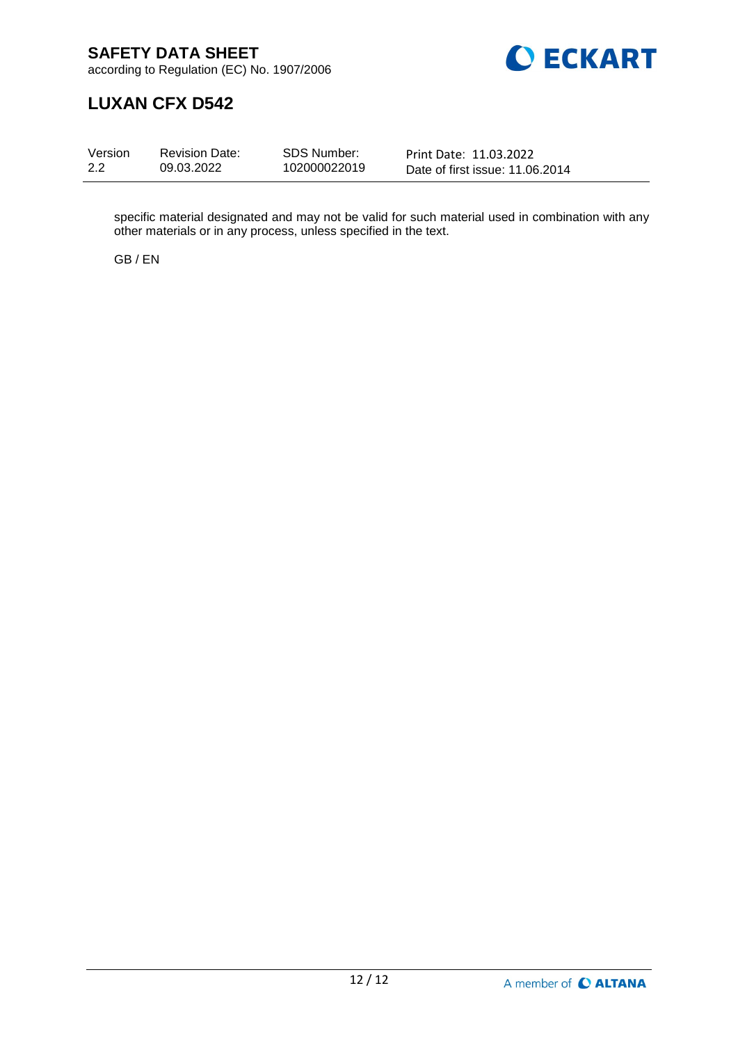specific material designated and may not be valid for such material used in combination with any other materials or in any process, unless specified in the text.

GB / EN